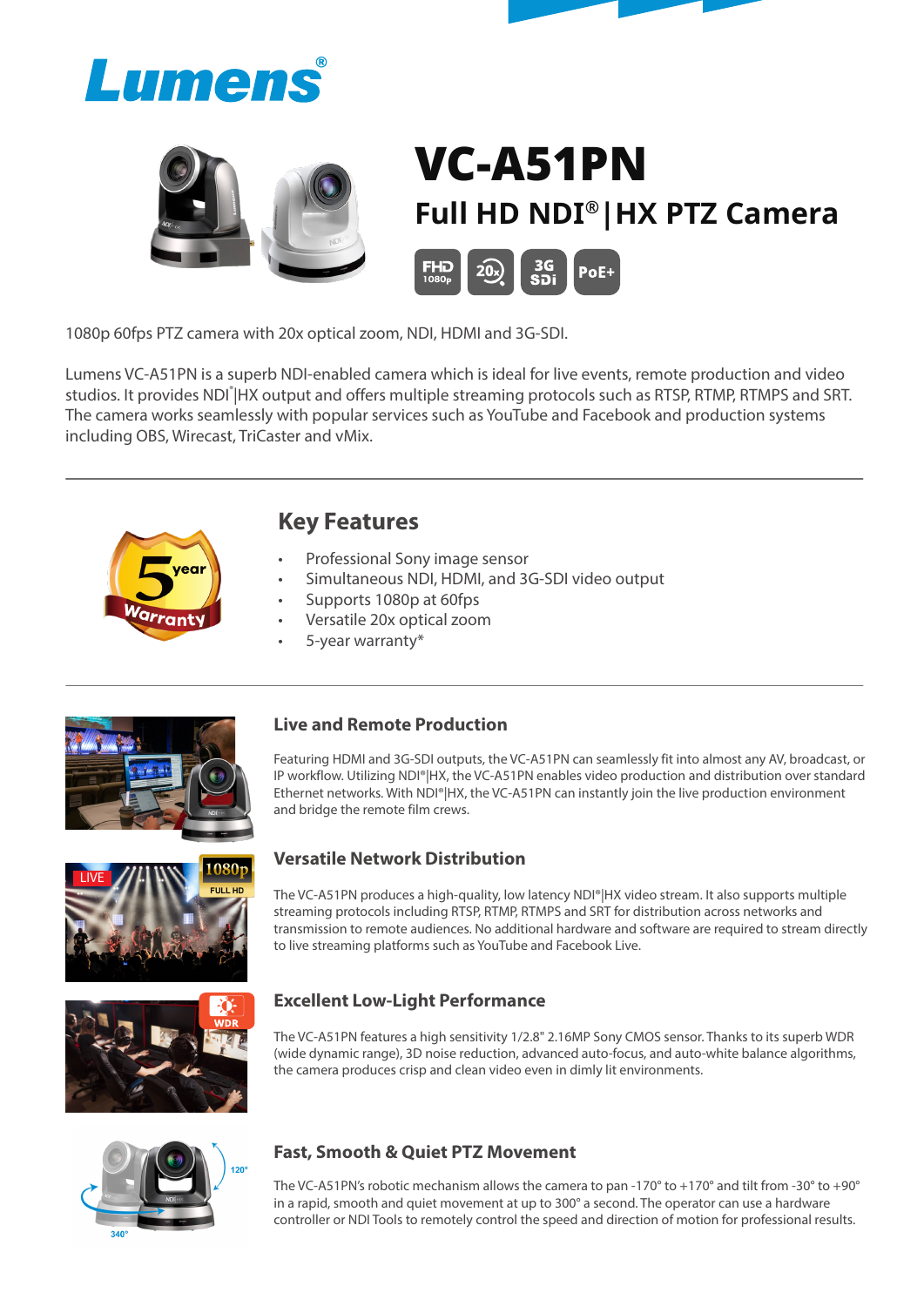Lumens®

# VC-A51PN

## Full HD NDI®|HX PTZ Camera

FHD 1080p | 20x | 3G SDi | PoE+

1080p 60fps PTZ camera with 20x optical zoom, NDI, HDMI and 3G-SDI.

Lumens VC-A51PN is a superb NDI-enabled camera which is ideal for live events, remote production and video studios. It provides NDI®|HX output and offers multiple streaming protocols such as RTSP, RTMP, RTMPS and SRT. The camera works seamlessly with popular services such as YouTube and Facebook and production systems including OBS, Wirecast, TriCaster and vMix.

---

5 year Warranty

## Key Features

- Professional Sony image sensor
- Simultaneous NDI, HDMI, and 3G-SDI video output
- Supports 1080p at 60fps
- Versatile 20x optical zoom
- 5-year warranty*

---

### Live and Remote Production

Featuring HDMI and 3G-SDI outputs, the VC-A51PN can seamlessly fit into almost any AV, broadcast, or IP workflow. Utilizing NDI®|HX, the VC-A51PN enables video production and distribution over standard Ethernet networks. With NDI®|HX, the VC-A51PN can instantly join the live production environment and bridge the remote film crews.

### Versatile Network Distribution

The VC-A51PN produces a high-quality, low latency NDI®|HX video stream. It also supports multiple streaming protocols including RTSP, RTMP, RTMPS and SRT for distribution across networks and transmission to remote audiences. No additional hardware and software are required to stream directly to live streaming platforms such as YouTube and Facebook Live.

### Excellent Low-Light Performance

The VC-A51PN features a high sensitivity 1/2.8" 2.16MP Sony CMOS sensor. Thanks to its superb WDR (wide dynamic range), 3D noise reduction, advanced auto-focus, and auto-white balance algorithms, the camera produces crisp and clean video even in dimly lit environments.

### Fast, Smooth & Quiet PTZ Movement

The VC-A51PN's robotic mechanism allows the camera to pan -170° to +170° and tilt from -30° to +90° in a rapid, smooth and quiet movement at up to 300° a second. The operator can use a hardware controller or NDI Tools to remotely control the speed and direction of motion for professional results.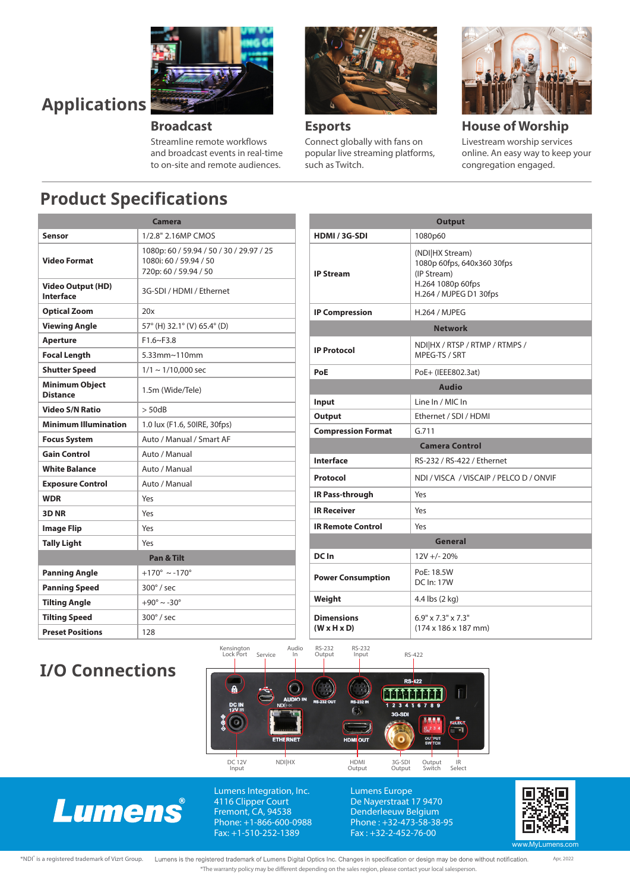## Applications

### Broadcast

Streamline remote workflows and broadcast events in real-time to on-site and remote audiences.

### Esports

Connect globally with fans on popular live streaming platforms, such as Twitch.

### House of Worship

Livestream worship services online. An easy way to keep your congregation engaged.

## Product Specifications

| Camera | |
|---|---|
| **Sensor** | 1/2.8" 2.16MP CMOS |
| **Video Format** | 1080p: 60 / 59.94 / 50 / 30 / 29.97 / 25<br>1080i: 60 / 59.94 / 50<br>720p: 60 / 59.94 / 50 |
| **Video Output (HD) Interface** | 3G-SDI / HDMI / Ethernet |
| **Optical Zoom** | 20x |
| **Viewing Angle** | 57° (H) 32.1° (V) 65.4° (D) |
| **Aperture** | F1.6~F3.8 |
| **Focal Length** | 5.33mm~110mm |
| **Shutter Speed** | 1/1 ~ 1/10,000 sec |
| **Minimum Object Distance** | 1.5m (Wide/Tele) |
| **Video S/N Ratio** | > 50dB |
| **Minimum Illumination** | 1.0 lux (F1.6, 50IRE, 30fps) |
| **Focus System** | Auto / Manual / Smart AF |
| **Gain Control** | Auto / Manual |
| **White Balance** | Auto / Manual |
| **Exposure Control** | Auto / Manual |
| **WDR** | Yes |
| **3D NR** | Yes |
| **Image Flip** | Yes |
| **Tally Light** | Yes |
| **Pan & Tilt** | |
| **Panning Angle** | +170° ~ -170° |
| **Panning Speed** | 300° / sec |
| **Tilting Angle** | +90° ~ -30° |
| **Tilting Speed** | 300° / sec |
| **Preset Positions** | 128 |

| Output | |
|---|---|
| **HDMI / 3G-SDI** | 1080p60 |
| **IP Stream** | (NDI\|HX Stream)<br>1080p 60fps, 640x360 30fps<br>(IP Stream)<br>H.264 1080p 60fps<br>H.264 / MJPEG D1 30fps |
| **IP Compression** | H.264 / MJPEG |
| **Network** | |
| **IP Protocol** | NDI\|HX / RTSP / RTMP / RTMPS / MPEG-TS / SRT |
| **PoE** | PoE+ (IEEE802.3at) |
| **Audio** | |
| **Input** | Line In / MIC In |
| **Output** | Ethernet / SDI / HDMI |
| **Compression Format** | G.711 |
| **Camera Control** | |
| **Interface** | RS-232 / RS-422 / Ethernet |
| **Protocol** | NDI / VISCA / VISCAIP / PELCO D / ONVIF |
| **IR Pass-through** | Yes |
| **IR Receiver** | Yes |
| **IR Remote Control** | Yes |
| **General** | |
| **DC In** | 12V +/- 20% |
| **Power Consumption** | PoE: 18.5W<br>DC In: 17W |
| **Weight** | 4.4 lbs (2 kg) |
| **Dimensions (W x H x D)** | 6.9" x 7.3" x 7.3"<br>(174 x 186 x 187 mm) |

## I/O Connections

Kensington Lock Port
Service
Audio In
RS-232 Output
RS-232 Input
RS-422
DC 12V Input
NDI|HX
HDMI Output
3G-SDI Output
Output Switch
IR Select

**Lumens®**

Lumens Integration, Inc.
4116 Clipper Court
Fremont, CA, 94538
Phone: +1-866-600-0988
Fax: +1-510-252-1389

Lumens Europe
De Nayerstraat 17 9470
Denderleeuw Belgium
Phone : +32-473-58-38-95
Fax : +32-2-452-76-00

www.MyLumens.com

*NDI® is a registered trademark of Vizrt Group. Lumens is the registered trademark of Lumens Digital Optics Inc. Changes in specification or design may be done without notification. Apr, 2022

*The warranty policy may be different depending on the sales region, please contact your local salesperson.